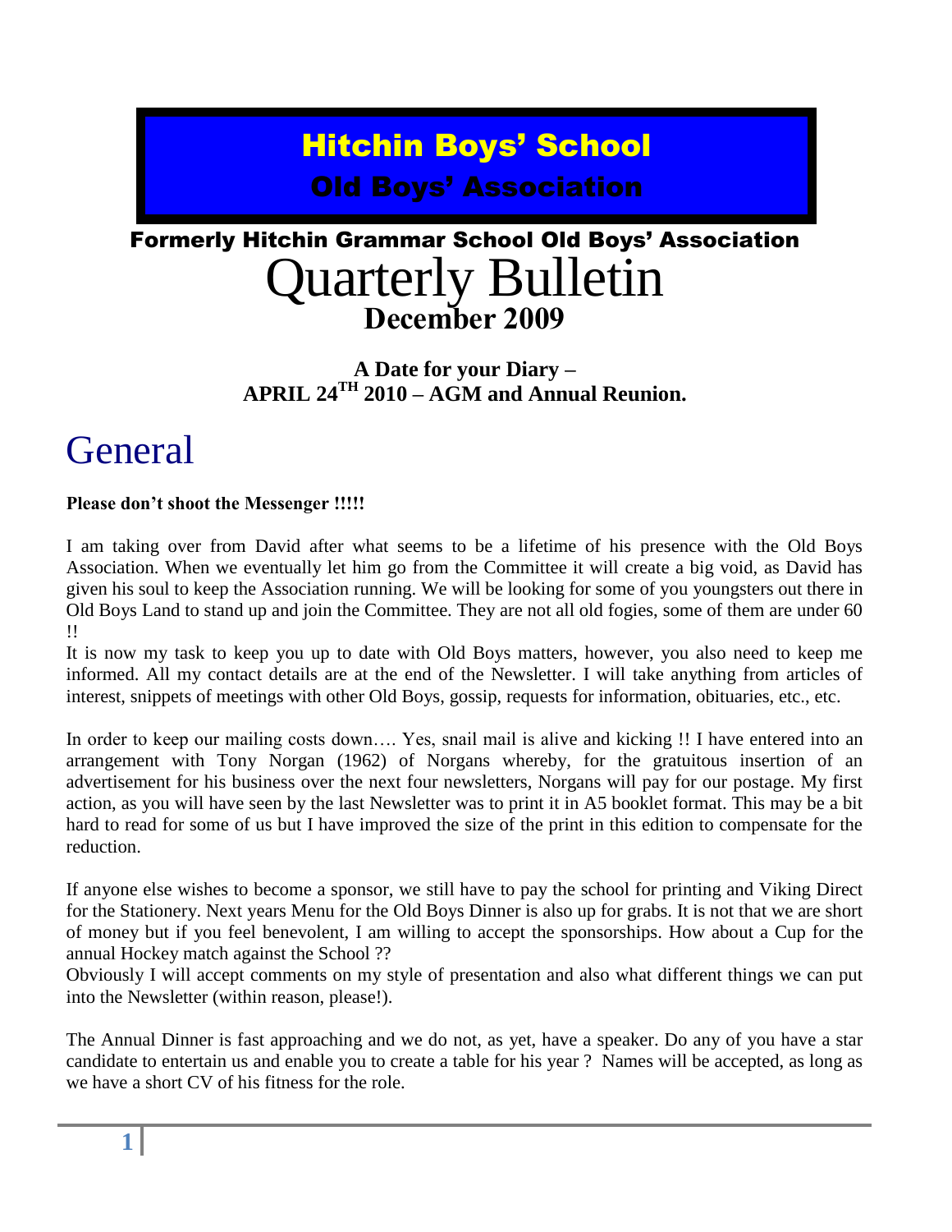# Hitchin Boys' School

## Old Boys' Association

### Formerly Hitchin Grammar School Old Boys' Association

# Quarterly Bulletin

## December 2009

**A Date for your Diary –**
**APRIL 24TH 2010 – AGM and Annual Reunion.**

# General

**Please don't shoot the Messenger !!!!!**

I am taking over from David after what seems to be a lifetime of his presence with the Old Boys Association. When we eventually let him go from the Committee it will create a big void, as David has given his soul to keep the Association running. We will be looking for some of you youngsters out there in Old Boys Land to stand up and join the Committee. They are not all old fogies, some of them are under 60 !!

It is now my task to keep you up to date with Old Boys matters, however, you also need to keep me informed. All my contact details are at the end of the Newsletter. I will take anything from articles of interest, snippets of meetings with other Old Boys, gossip, requests for information, obituaries, etc., etc.

In order to keep our mailing costs down…. Yes, snail mail is alive and kicking !! I have entered into an arrangement with Tony Norgan (1962) of Norgans whereby, for the gratuitous insertion of an advertisement for his business over the next four newsletters, Norgans will pay for our postage. My first action, as you will have seen by the last Newsletter was to print it in A5 booklet format. This may be a bit hard to read for some of us but I have improved the size of the print in this edition to compensate for the reduction.

If anyone else wishes to become a sponsor, we still have to pay the school for printing and Viking Direct for the Stationery. Next years Menu for the Old Boys Dinner is also up for grabs. It is not that we are short of money but if you feel benevolent, I am willing to accept the sponsorships. How about a Cup for the annual Hockey match against the School ??

Obviously I will accept comments on my style of presentation and also what different things we can put into the Newsletter (within reason, please!).

The Annual Dinner is fast approaching and we do not, as yet, have a speaker. Do any of you have a star candidate to entertain us and enable you to create a table for his year ? Names will be accepted, as long as we have a short CV of his fitness for the role.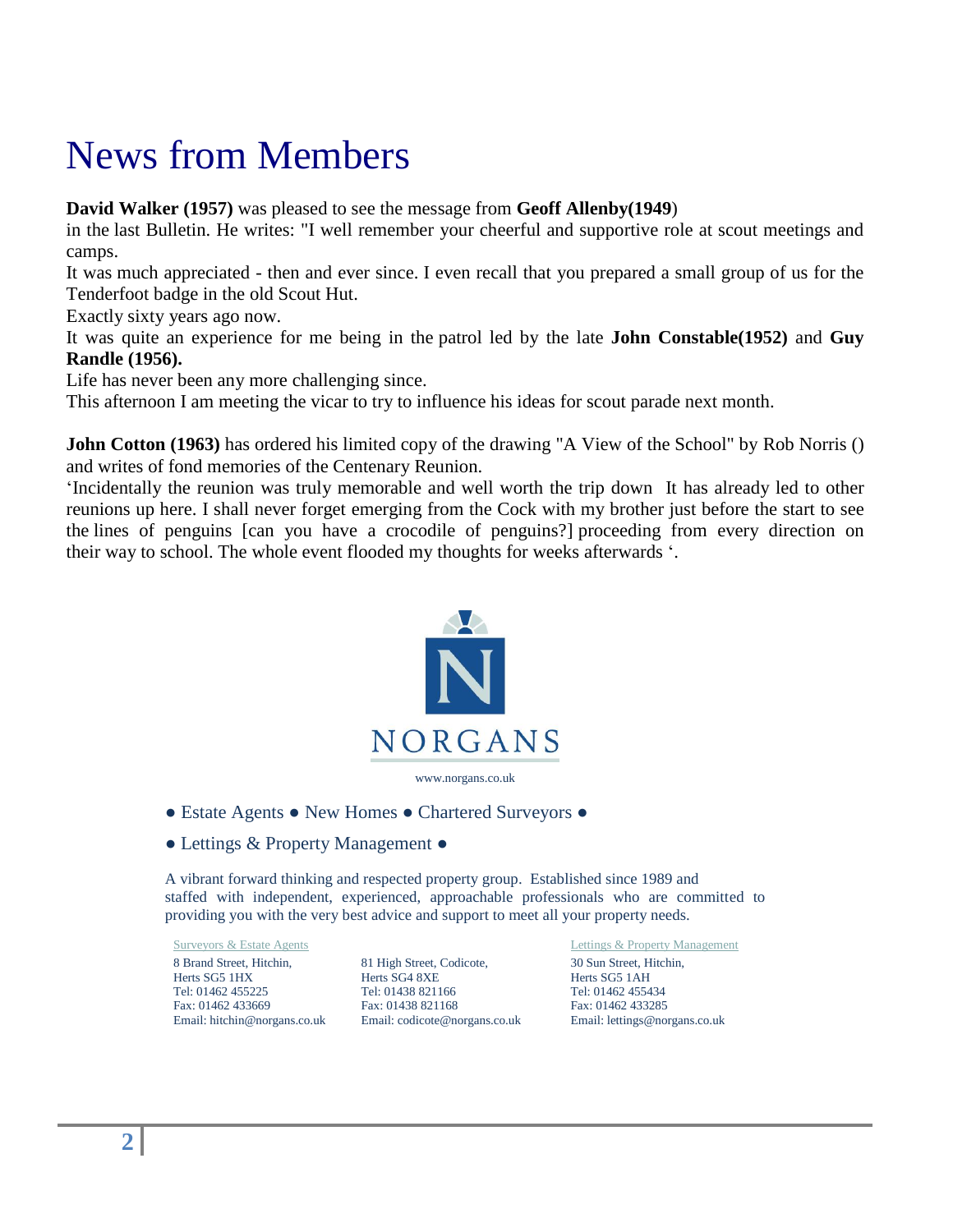# News from Members

**David Walker (1957)** was pleased to see the message from **Geoff Allenby(1949**)
in the last Bulletin. He writes: "I well remember your cheerful and supportive role at scout meetings and camps.
It was much appreciated - then and ever since. I even recall that you prepared a small group of us for the Tenderfoot badge in the old Scout Hut.
Exactly sixty years ago now.
It was quite an experience for me being in the patrol led by the late **John Constable(1952)** and **Guy Randle (1956).**
Life has never been any more challenging since.
This afternoon I am meeting the vicar to try to influence his ideas for scout parade next month.

**John Cotton (1963)** has ordered his limited copy of the drawing "A View of the School" by Rob Norris () and writes of fond memories of the Centenary Reunion.
'Incidentally the reunion was truly memorable and well worth the trip down It has already led to other reunions up here. I shall never forget emerging from the Cock with my brother just before the start to see the lines of penguins [can you have a crocodile of penguins?] proceeding from every direction on their way to school. The whole event flooded my thoughts for weeks afterwards '.

NORGANS

www.norgans.co.uk

● Estate Agents ● New Homes ● Chartered Surveyors ●

● Lettings & Property Management ●

A vibrant forward thinking and respected property group. Established since 1989 and staffed with independent, experienced, approachable professionals who are committed to providing you with the very best advice and support to meet all your property needs.

Surveyors & Estate Agents

8 Brand Street, Hitchin,
Herts SG5 1HX
Tel: 01462 455225
Fax: 01462 433669
Email: hitchin@norgans.co.uk

81 High Street, Codicote,
Herts SG4 8XE
Tel: 01438 821166
Fax: 01438 821168
Email: codicote@norgans.co.uk

Lettings & Property Management

30 Sun Street, Hitchin,
Herts SG5 1AH
Tel: 01462 455434
Fax: 01462 433285
Email: lettings@norgans.co.uk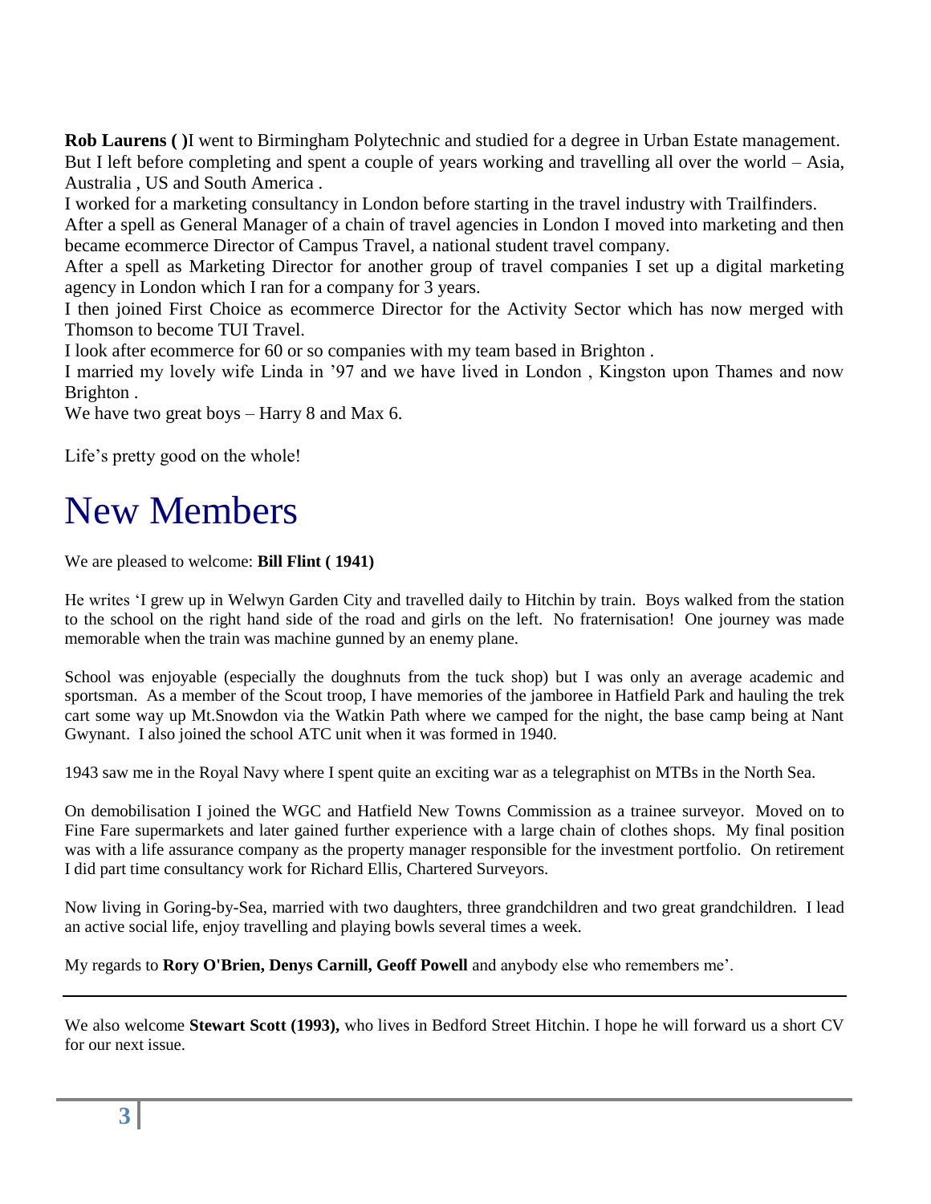**Rob Laurens ( )**I went to Birmingham Polytechnic and studied for a degree in Urban Estate management. But I left before completing and spent a couple of years working and travelling all over the world – Asia, Australia , US and South America .

I worked for a marketing consultancy in London before starting in the travel industry with Trailfinders.

After a spell as General Manager of a chain of travel agencies in London I moved into marketing and then became ecommerce Director of Campus Travel, a national student travel company.

After a spell as Marketing Director for another group of travel companies I set up a digital marketing agency in London which I ran for a company for 3 years.

I then joined First Choice as ecommerce Director for the Activity Sector which has now merged with Thomson to become TUI Travel.

I look after ecommerce for 60 or so companies with my team based in Brighton .

I married my lovely wife Linda in '97 and we have lived in London , Kingston upon Thames and now Brighton .

We have two great boys – Harry 8 and Max 6.

Life's pretty good on the whole!

# New Members

We are pleased to welcome: **Bill Flint ( 1941)**

He writes 'I grew up in Welwyn Garden City and travelled daily to Hitchin by train. Boys walked from the station to the school on the right hand side of the road and girls on the left. No fraternisation! One journey was made memorable when the train was machine gunned by an enemy plane.

School was enjoyable (especially the doughnuts from the tuck shop) but I was only an average academic and sportsman. As a member of the Scout troop, I have memories of the jamboree in Hatfield Park and hauling the trek cart some way up Mt.Snowdon via the Watkin Path where we camped for the night, the base camp being at Nant Gwynant. I also joined the school ATC unit when it was formed in 1940.

1943 saw me in the Royal Navy where I spent quite an exciting war as a telegraphist on MTBs in the North Sea.

On demobilisation I joined the WGC and Hatfield New Towns Commission as a trainee surveyor. Moved on to Fine Fare supermarkets and later gained further experience with a large chain of clothes shops. My final position was with a life assurance company as the property manager responsible for the investment portfolio. On retirement I did part time consultancy work for Richard Ellis, Chartered Surveyors.

Now living in Goring-by-Sea, married with two daughters, three grandchildren and two great grandchildren. I lead an active social life, enjoy travelling and playing bowls several times a week.

My regards to **Rory O'Brien, Denys Carnill, Geoff Powell** and anybody else who remembers me'.

---

We also welcome **Stewart Scott (1993),** who lives in Bedford Street Hitchin. I hope he will forward us a short CV for our next issue.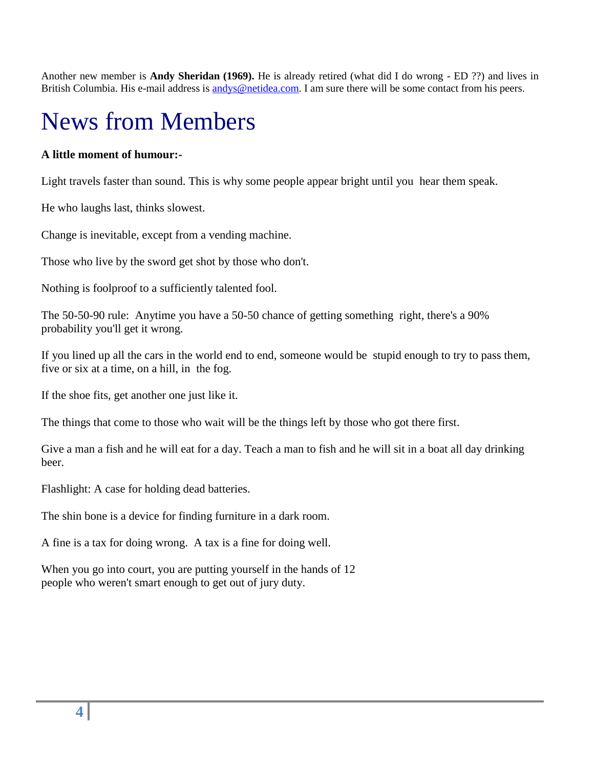Another new member is **Andy Sheridan (1969).** He is already retired (what did I do wrong - ED ??) and lives in British Columbia. His e-mail address is [andys@netidea.com](mailto:andys@netidea.com). I am sure there will be some contact from his peers.

# News from Members

**A little moment of humour:-**

Light travels faster than sound. This is why some people appear bright until you hear them speak.

He who laughs last, thinks slowest.

Change is inevitable, except from a vending machine.

Those who live by the sword get shot by those who don't.

Nothing is foolproof to a sufficiently talented fool.

The 50-50-90 rule: Anytime you have a 50-50 chance of getting something right, there's a 90% probability you'll get it wrong.

If you lined up all the cars in the world end to end, someone would be stupid enough to try to pass them, five or six at a time, on a hill, in the fog.

If the shoe fits, get another one just like it.

The things that come to those who wait will be the things left by those who got there first.

Give a man a fish and he will eat for a day. Teach a man to fish and he will sit in a boat all day drinking beer.

Flashlight: A case for holding dead batteries.

The shin bone is a device for finding furniture in a dark room.

A fine is a tax for doing wrong. A tax is a fine for doing well.

When you go into court, you are putting yourself in the hands of 12 people who weren't smart enough to get out of jury duty.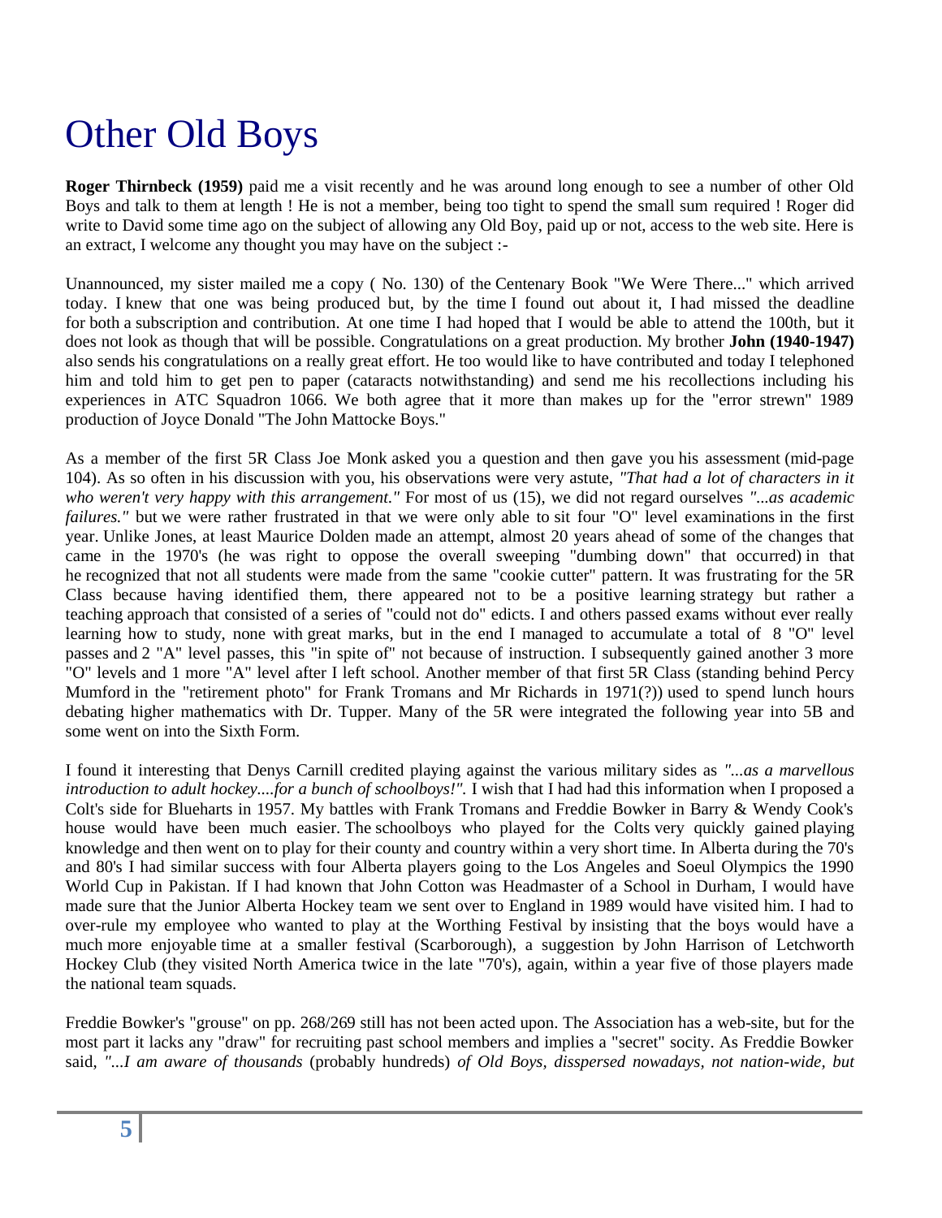# Other Old Boys

**Roger Thirnbeck (1959)** paid me a visit recently and he was around long enough to see a number of other Old Boys and talk to them at length ! He is not a member, being too tight to spend the small sum required ! Roger did write to David some time ago on the subject of allowing any Old Boy, paid up or not, access to the web site. Here is an extract, I welcome any thought you may have on the subject :-

Unannounced, my sister mailed me a copy ( No. 130) of the Centenary Book "We Were There..." which arrived today. I knew that one was being produced but, by the time I found out about it, I had missed the deadline for both a subscription and contribution. At one time I had hoped that I would be able to attend the 100th, but it does not look as though that will be possible. Congratulations on a great production. My brother **John (1940-1947)** also sends his congratulations on a really great effort. He too would like to have contributed and today I telephoned him and told him to get pen to paper (cataracts notwithstanding) and send me his recollections including his experiences in ATC Squadron 1066. We both agree that it more than makes up for the "error strewn" 1989 production of Joyce Donald "The John Mattocke Boys."

As a member of the first 5R Class Joe Monk asked you a question and then gave you his assessment (mid-page 104). As so often in his discussion with you, his observations were very astute, *"That had a lot of characters in it who weren't very happy with this arrangement."* For most of us (15), we did not regard ourselves *"...as academic failures."* but we were rather frustrated in that we were only able to sit four "O" level examinations in the first year. Unlike Jones, at least Maurice Dolden made an attempt, almost 20 years ahead of some of the changes that came in the 1970's (he was right to oppose the overall sweeping "dumbing down" that occurred) in that he recognized that not all students were made from the same "cookie cutter" pattern. It was frustrating for the 5R Class because having identified them, there appeared not to be a positive learning strategy but rather a teaching approach that consisted of a series of "could not do" edicts. I and others passed exams without ever really learning how to study, none with great marks, but in the end I managed to accumulate a total of 8 "O" level passes and 2 "A" level passes, this "in spite of" not because of instruction. I subsequently gained another 3 more "O" levels and 1 more "A" level after I left school. Another member of that first 5R Class (standing behind Percy Mumford in the "retirement photo" for Frank Tromans and Mr Richards in 1971(?)) used to spend lunch hours debating higher mathematics with Dr. Tupper. Many of the 5R were integrated the following year into 5B and some went on into the Sixth Form.

I found it interesting that Denys Carnill credited playing against the various military sides as *"...as a marvellous introduction to adult hockey....for a bunch of schoolboys!".* I wish that I had had this information when I proposed a Colt's side for Bluehearts in 1957. My battles with Frank Tromans and Freddie Bowker in Barry & Wendy Cook's house would have been much easier. The schoolboys who played for the Colts very quickly gained playing knowledge and then went on to play for their county and country within a very short time. In Alberta during the 70's and 80's I had similar success with four Alberta players going to the Los Angeles and Soeul Olympics the 1990 World Cup in Pakistan. If I had known that John Cotton was Headmaster of a School in Durham, I would have made sure that the Junior Alberta Hockey team we sent over to England in 1989 would have visited him. I had to over-rule my employee who wanted to play at the Worthing Festival by insisting that the boys would have a much more enjoyable time at a smaller festival (Scarborough), a suggestion by John Harrison of Letchworth Hockey Club (they visited North America twice in the late "70's), again, within a year five of those players made the national team squads.

Freddie Bowker's "grouse" on pp. 268/269 still has not been acted upon. The Association has a web-site, but for the most part it lacks any "draw" for recruiting past school members and implies a "secret" socity. As Freddie Bowker said, *"...I am aware of thousands* (probably hundreds) *of Old Boys, disspersed nowadays, not nation-wide, but*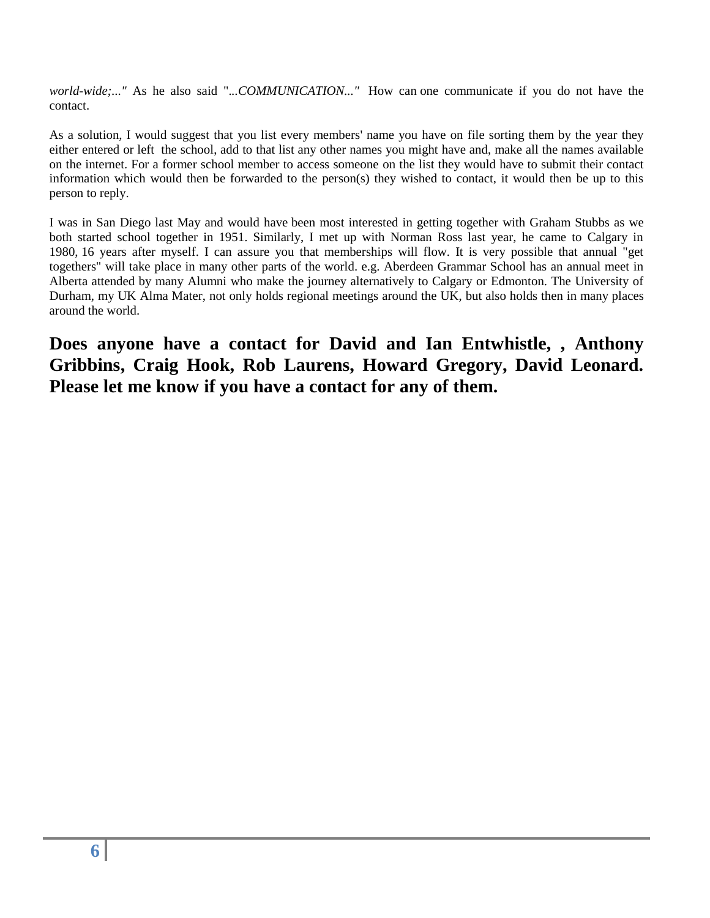*world-wide;..."* As he also said "*...COMMUNICATION..."* How can one communicate if you do not have the contact.

As a solution, I would suggest that you list every members' name you have on file sorting them by the year they either entered or left the school, add to that list any other names you might have and, make all the names available on the internet. For a former school member to access someone on the list they would have to submit their contact information which would then be forwarded to the person(s) they wished to contact, it would then be up to this person to reply.

I was in San Diego last May and would have been most interested in getting together with Graham Stubbs as we both started school together in 1951. Similarly, I met up with Norman Ross last year, he came to Calgary in 1980, 16 years after myself. I can assure you that memberships will flow. It is very possible that annual "get togethers" will take place in many other parts of the world. e.g. Aberdeen Grammar School has an annual meet in Alberta attended by many Alumni who make the journey alternatively to Calgary or Edmonton. The University of Durham, my UK Alma Mater, not only holds regional meetings around the UK, but also holds then in many places around the world.

**Does anyone have a contact for David and Ian Entwhistle, , Anthony Gribbins, Craig Hook, Rob Laurens, Howard Gregory, David Leonard. Please let me know if you have a contact for any of them.**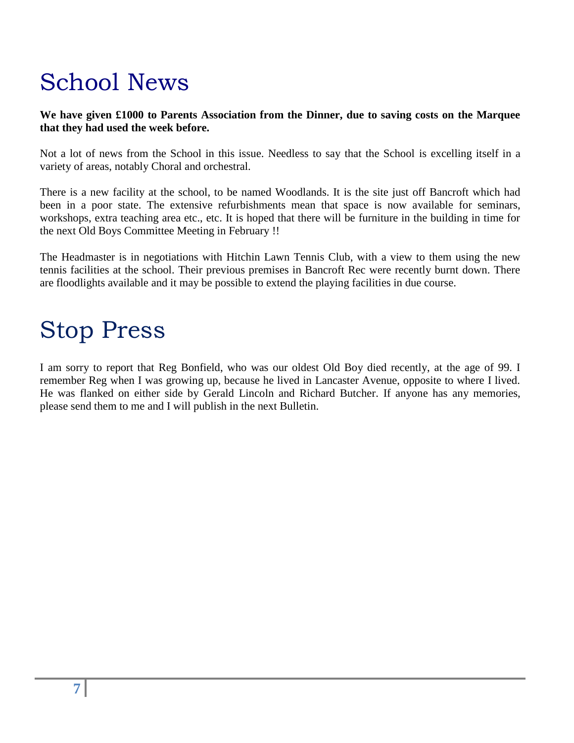# School News

**We have given £1000 to Parents Association from the Dinner, due to saving costs on the Marquee that they had used the week before.**

Not a lot of news from the School in this issue. Needless to say that the School is excelling itself in a variety of areas, notably Choral and orchestral.

There is a new facility at the school, to be named Woodlands. It is the site just off Bancroft which had been in a poor state. The extensive refurbishments mean that space is now available for seminars, workshops, extra teaching area etc., etc. It is hoped that there will be furniture in the building in time for the next Old Boys Committee Meeting in February !!

The Headmaster is in negotiations with Hitchin Lawn Tennis Club, with a view to them using the new tennis facilities at the school. Their previous premises in Bancroft Rec were recently burnt down. There are floodlights available and it may be possible to extend the playing facilities in due course.

# Stop Press

I am sorry to report that Reg Bonfield, who was our oldest Old Boy died recently, at the age of 99. I remember Reg when I was growing up, because he lived in Lancaster Avenue, opposite to where I lived. He was flanked on either side by Gerald Lincoln and Richard Butcher. If anyone has any memories, please send them to me and I will publish in the next Bulletin.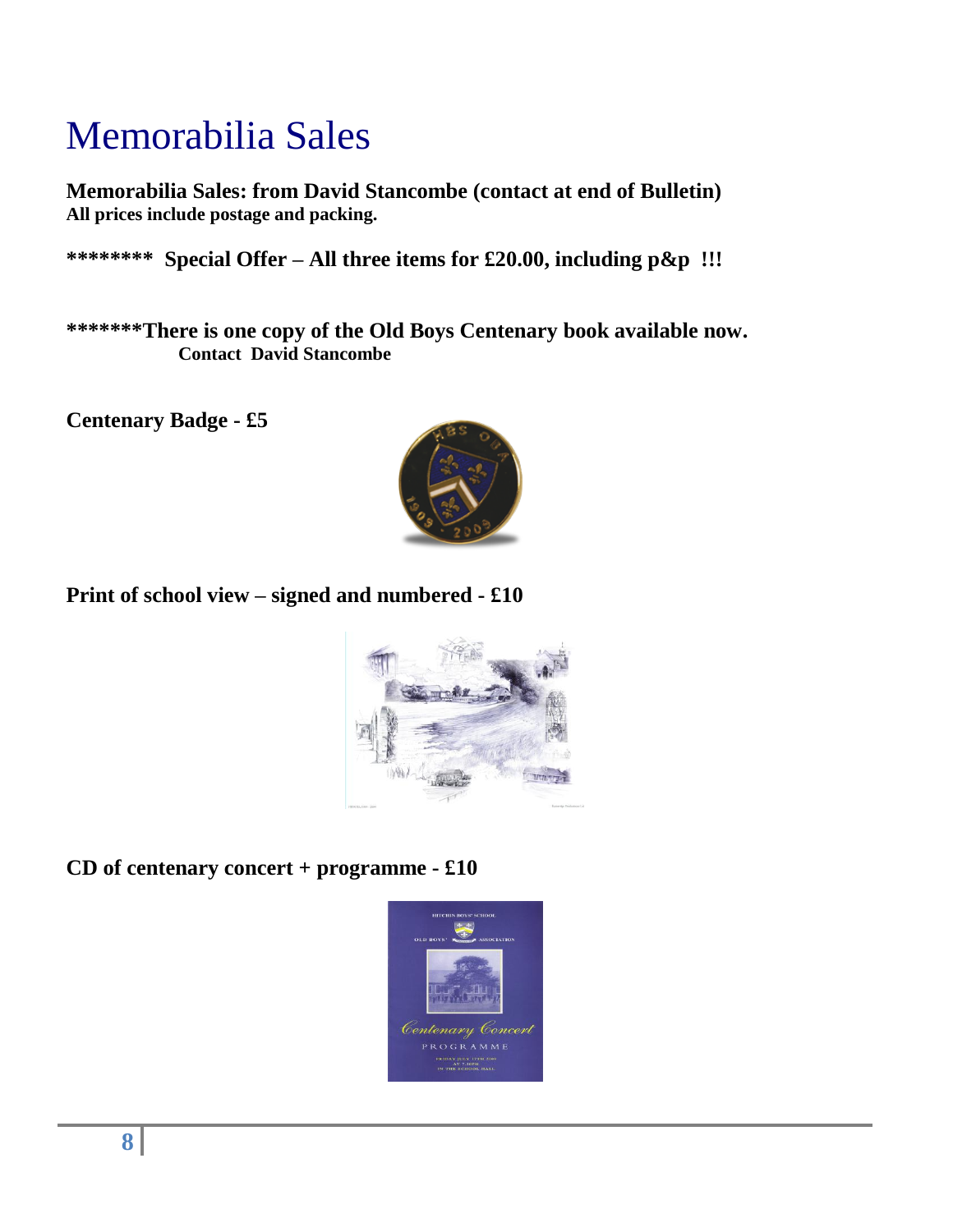# Memorabilia Sales

**Memorabilia Sales: from David Stancombe (contact at end of Bulletin)**
**All prices include postage and packing.**

**\*\*\*\*\*\*\*\*  Special Offer – All three items for £20.00, including p&p  !!!**

**\*\*\*\*\*\*\*There is one copy of the Old Boys Centenary book available now.**
**Contact  David Stancombe**

**Centenary Badge - £5**

**Print of school view – signed and numbered - £10**

**CD of centenary concert + programme - £10**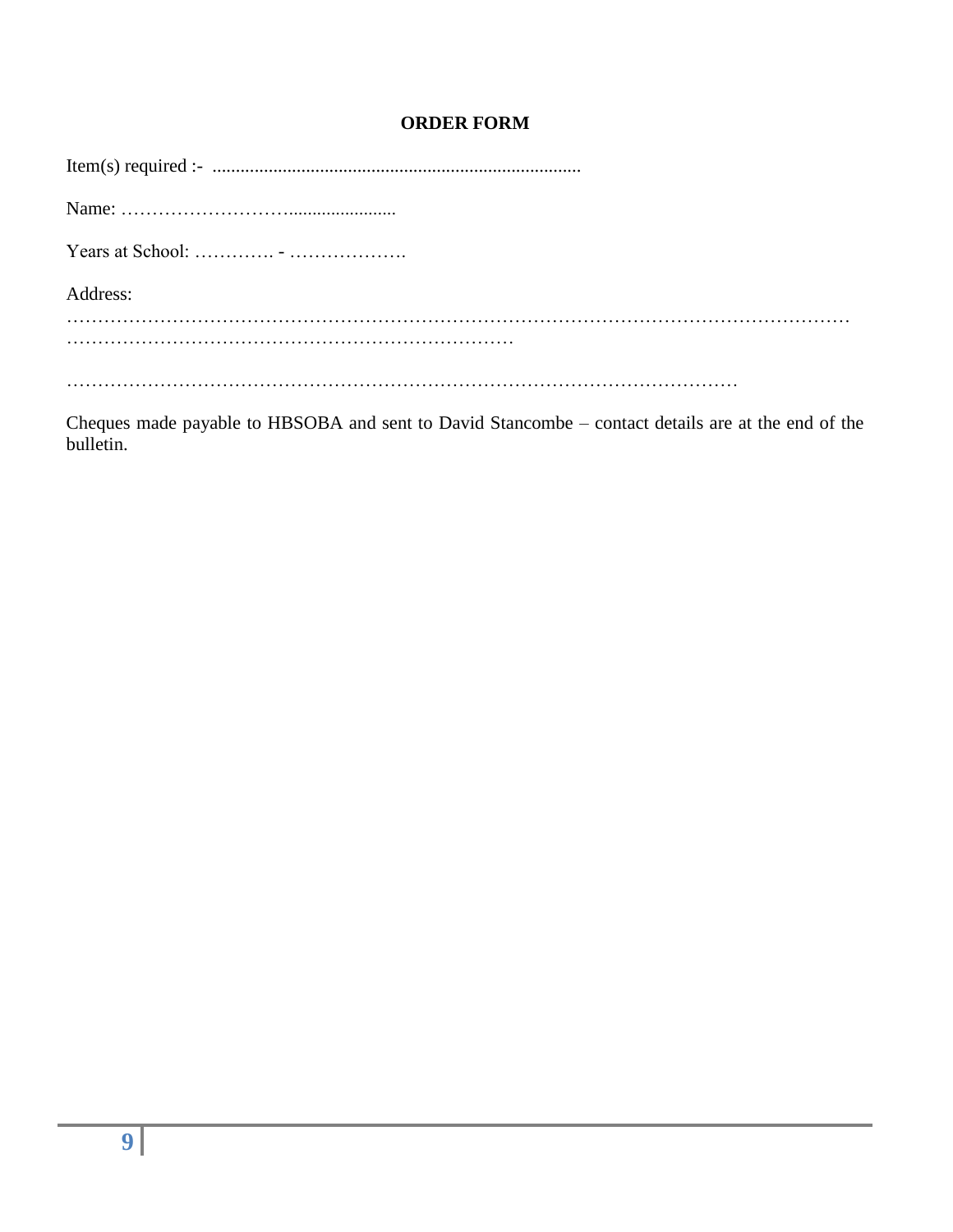**ORDER FORM**

Item(s) required :- ..............................................................................

Name: …………………………......................

Years at School: …………. - ……………….

Address:

…………………………………………………………………………………………………………………
…………………………………………………………………

………………………………………………………………………………………………

Cheques made payable to HBSOBA and sent to David Stancombe – contact details are at the end of the bulletin.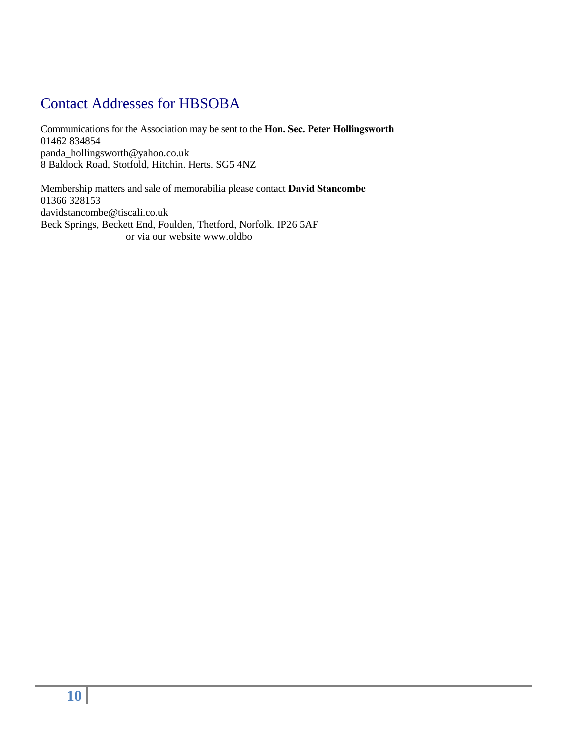## Contact Addresses for HBSOBA

Communications for the Association may be sent to the **Hon. Sec. Peter Hollingsworth**
01462 834854
panda_hollingsworth@yahoo.co.uk
8 Baldock Road, Stotfold, Hitchin. Herts. SG5 4NZ

Membership matters and sale of memorabilia please contact **David Stancombe**
01366 328153
davidstancombe@tiscali.co.uk
Beck Springs, Beckett End, Foulden, Thetford, Norfolk. IP26 5AF
or via our website www.oldbo